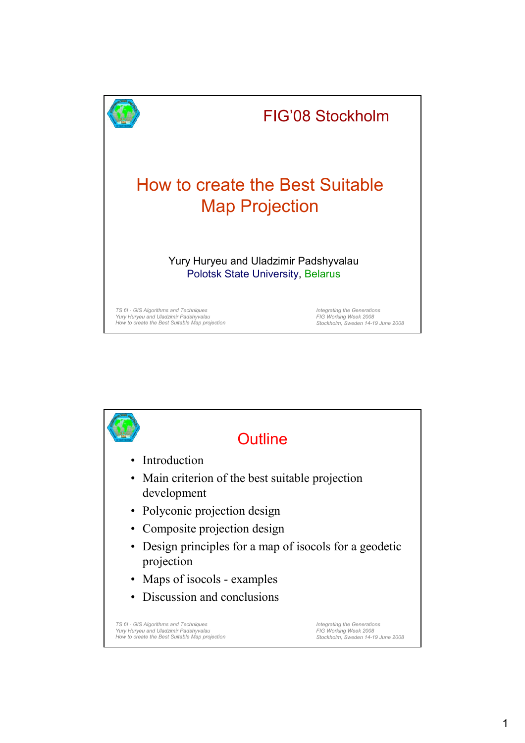# FIG'08 Stockholm

## How to create the Best Suitable Map Projection

Yury Huryeu and Uladzimir Padshyvalau
Polotsk State University, Belarus

## Outline

- Introduction
- Main criterion of the best suitable projection development
- Polyconic projection design
- Composite projection design
- Design principles for a map of isocols for a geodetic projection
- Maps of isocols - examples
- Discussion and conclusions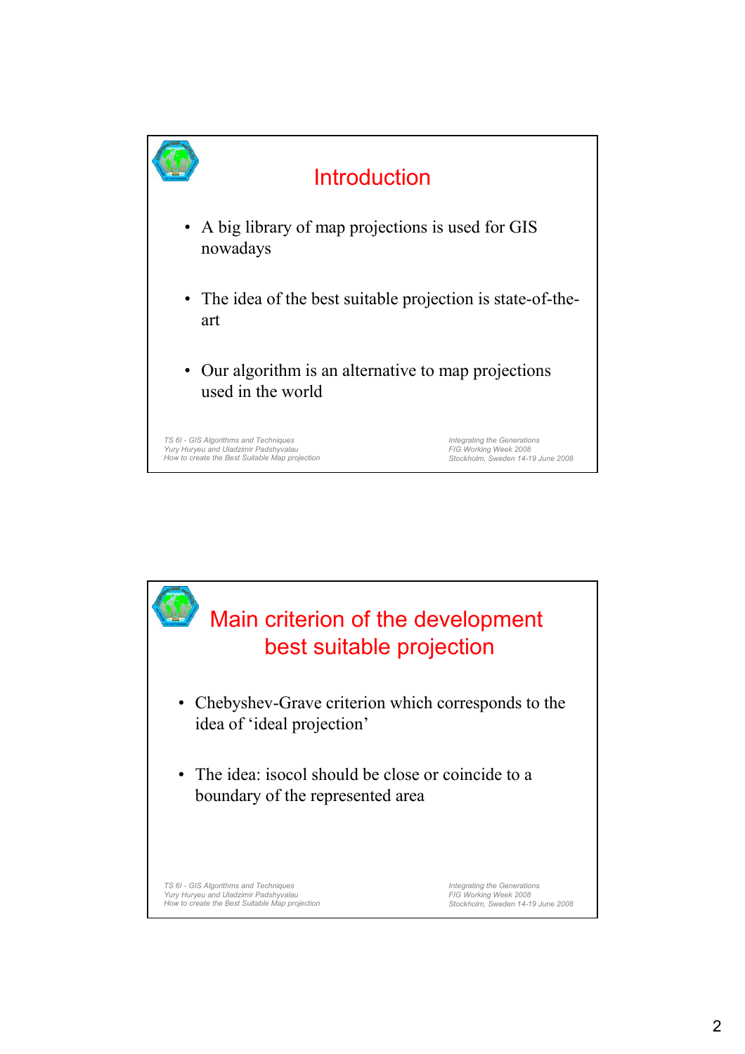## Introduction

- A big library of map projections is used for GIS nowadays
- The idea of the best suitable projection is state-of-the-art
- Our algorithm is an alternative to map projections used in the world

## Main criterion of the development best suitable projection

- Chebyshev-Grave criterion which corresponds to the idea of 'ideal projection'
- The idea: isocol should be close or coincide to a boundary of the represented area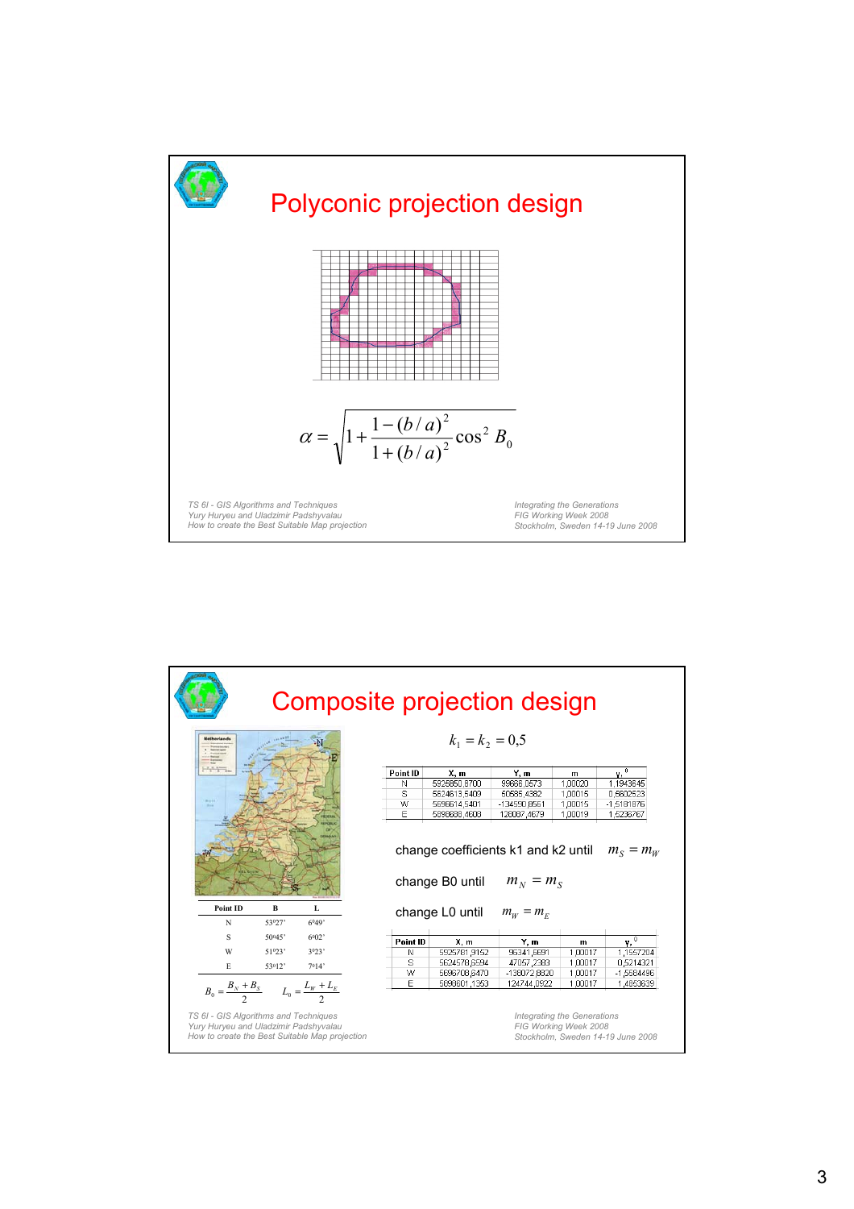# Polyconic projection design

$$\alpha = \sqrt{1 + \frac{1-(b/a)^2}{1+(b/a)^2}\cos^2 B_0}$$

TS 6I - GIS Algorithms and Techniques
Yury Huryeu and Uladzimir Padshyvalau
How to create the Best Suitable Map projection

Integrating the Generations
FIG Working Week 2008
Stockholm, Sweden 14-19 June 2008

# Composite projection design

| Point ID | B | L |
|---|---|---|
| N | 53°27' | 6°49' |
| S | 50°45' | 6°02' |
| W | 51°23' | 3°23' |
| E | 53°12' | 7°14' |

$$B_0 = \frac{B_N + B_S}{2} \qquad L_0 = \frac{L_W + L_E}{2}$$

$$k_1 = k_2 = 0{,}5$$

| Point ID | X, m | Y, m | m | $\gamma$, ° |
|---|---|---|---|---|
| N | 5926850,8700 | 99686,0673 | 1,00020 | 1,1943645 |
| S | 5624613,5409 | 50585,4382 | 1,00015 | 0,5602523 |
| W | 5696614,5401 | -134590,8561 | 1,00015 | -1,5181876 |
| E | 5898688,4609 | 128087,4679 | 1,00019 | 1,5236767 |

change coefficients k1 and k2 until $m_S = m_W$

change B0 until $m_N = m_S$

change L0 until $m_W = m_E$

| Point ID | X, m | Y, m | m | $\gamma$, ° |
|---|---|---|---|---|
| N | 5925781,9152 | 95341,5691 | 1,00017 | 1,1557204 |
| S | 5624578,5594 | 47057,2383 | 1,00017 | 0,5214321 |
| W | 5696708,8470 | -138072,8820 | 1,00017 | -1,5684496 |
| E | 5898801,1353 | 124744,0922 | 1,00017 | 1,4853639 |

TS 6I - GIS Algorithms and Techniques
Yury Huryeu and Uladzimir Padshyvalau
How to create the Best Suitable Map projection

Integrating the Generations
FIG Working Week 2008
Stockholm, Sweden 14-19 June 2008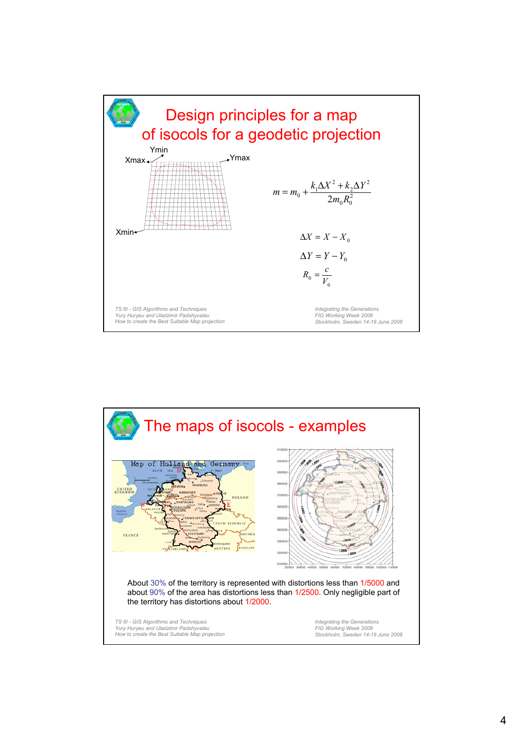## Design principles for a map of isocols for a geodetic projection

Ymin

Xmax

Ymax

Xmin

$$m = m_0 + \frac{k_1 \Delta X^2 + k_2 \Delta Y^2}{2 m_0 R_0^2}$$

$$\Delta X = X - X_0$$

$$\Delta Y = Y - Y_0$$

$$R_0 = \frac{c}{V_0}$$

## The maps of isocols - examples

About 30% of the territory is represented with distortions less than 1/5000 and about 90% of the area has distortions less than 1/2500. Only negligible part of the territory has distortions about 1/2000.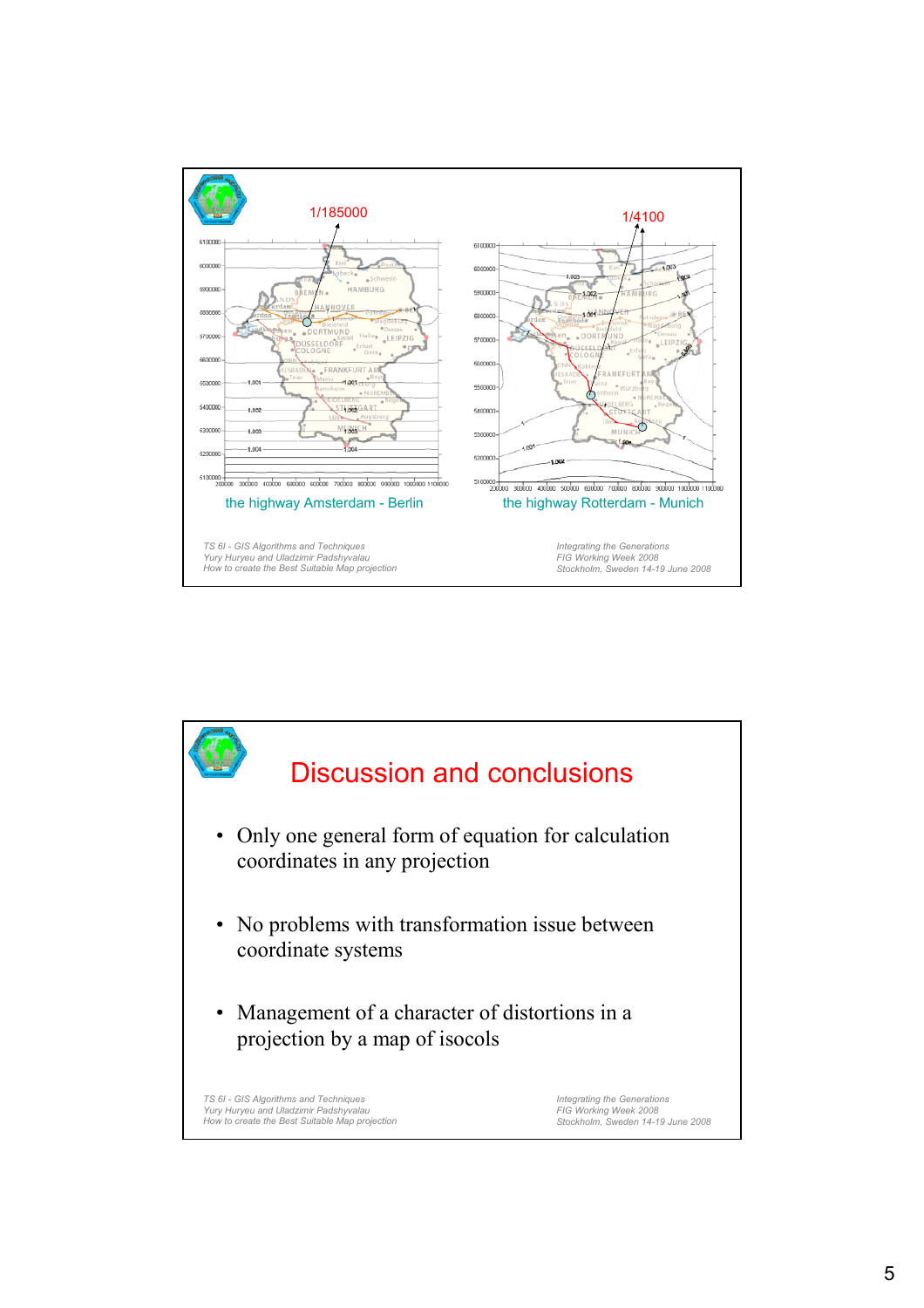1/185000

1/4100

the highway Amsterdam - Berlin

the highway Rotterdam - Munich

# Discussion and conclusions

- Only one general form of equation for calculation coordinates in any projection
- No problems with transformation issue between coordinate systems
- Management of a character of distortions in a projection by a map of isocols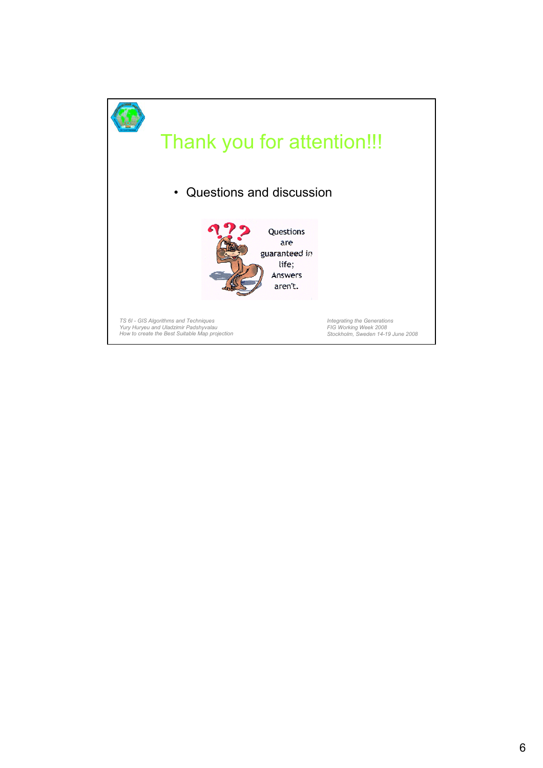# Thank you for attention!!!

- Questions and discussion

Questions are guaranteed in life; Answers aren't.

*TS 6I - GIS Algorithms and Techniques*
*Yury Huryeu and Uladzimir Padshyvalau*
*How to create the Best Suitable Map projection*

*Integrating the Generations*
*FIG Working Week 2008*
*Stockholm, Sweden 14-19 June 2008*